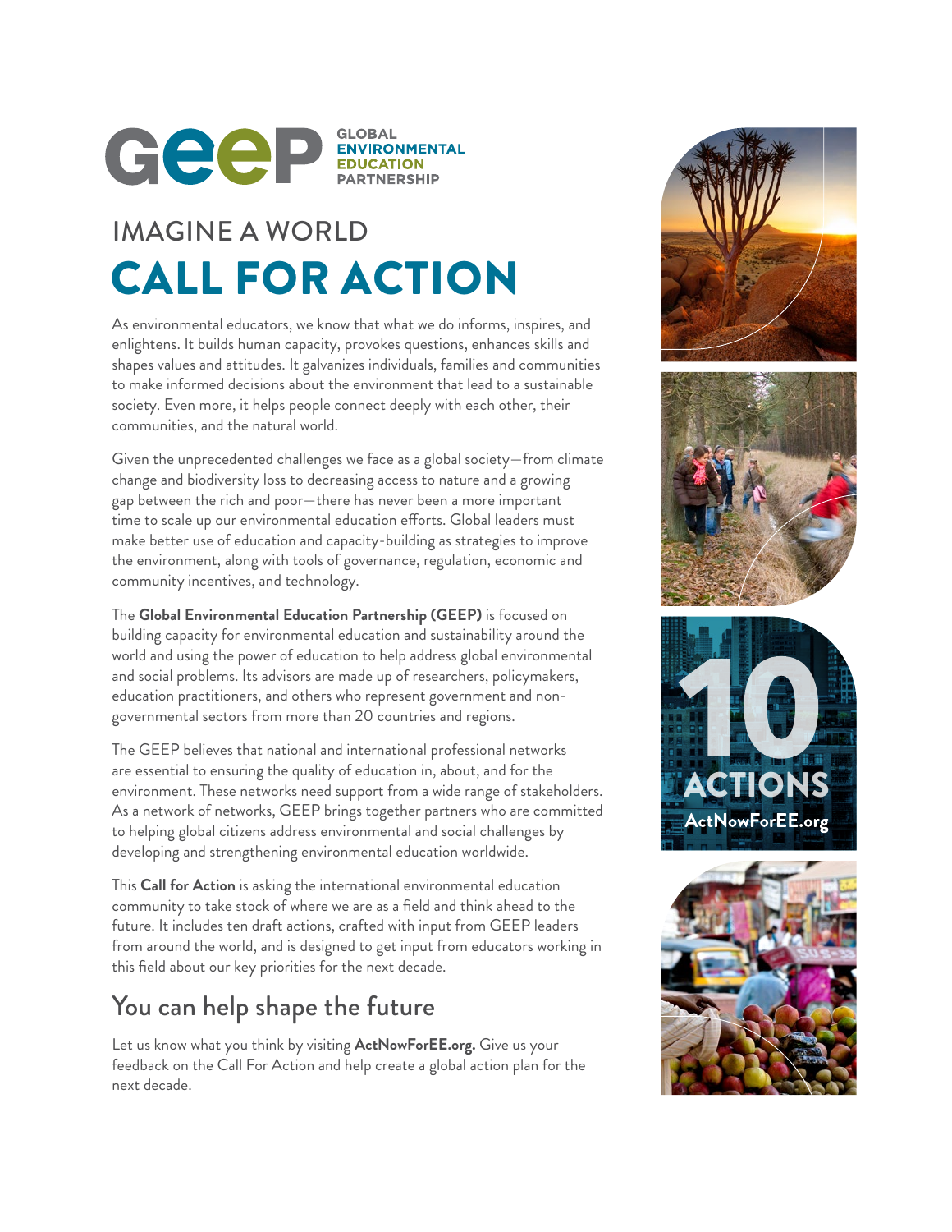# GEEP GLOBAL ENVIRONMENTAL EDUCATION PARTNERSHIP

## IMAGINE A WORLD

# CALL FOR ACTION

As environmental educators, we know that what we do informs, inspires, and enlightens. It builds human capacity, provokes questions, enhances skills and shapes values and attitudes. It galvanizes individuals, families and communities to make informed decisions about the environment that lead to a sustainable society. Even more, it helps people connect deeply with each other, their communities, and the natural world.

Given the unprecedented challenges we face as a global society—from climate change and biodiversity loss to decreasing access to nature and a growing gap between the rich and poor—there has never been a more important time to scale up our environmental education efforts. Global leaders must make better use of education and capacity-building as strategies to improve the environment, along with tools of governance, regulation, economic and community incentives, and technology.

The **Global Environmental Education Partnership (GEEP)** is focused on building capacity for environmental education and sustainability around the world and using the power of education to help address global environmental and social problems. Its advisors are made up of researchers, policymakers, education practitioners, and others who represent government and non-governmental sectors from more than 20 countries and regions.

The GEEP believes that national and international professional networks are essential to ensuring the quality of education in, about, and for the environment. These networks need support from a wide range of stakeholders. As a network of networks, GEEP brings together partners who are committed to helping global citizens address environmental and social challenges by developing and strengthening environmental education worldwide.

This **Call for Action** is asking the international environmental education community to take stock of where we are as a field and think ahead to the future. It includes ten draft actions, crafted with input from GEEP leaders from around the world, and is designed to get input from educators working in this field about our key priorities for the next decade.

## You can help shape the future

Let us know what you think by visiting **ActNowForEE.org.** Give us your feedback on the Call For Action and help create a global action plan for the next decade.

10 ACTIONS
ActNowForEE.org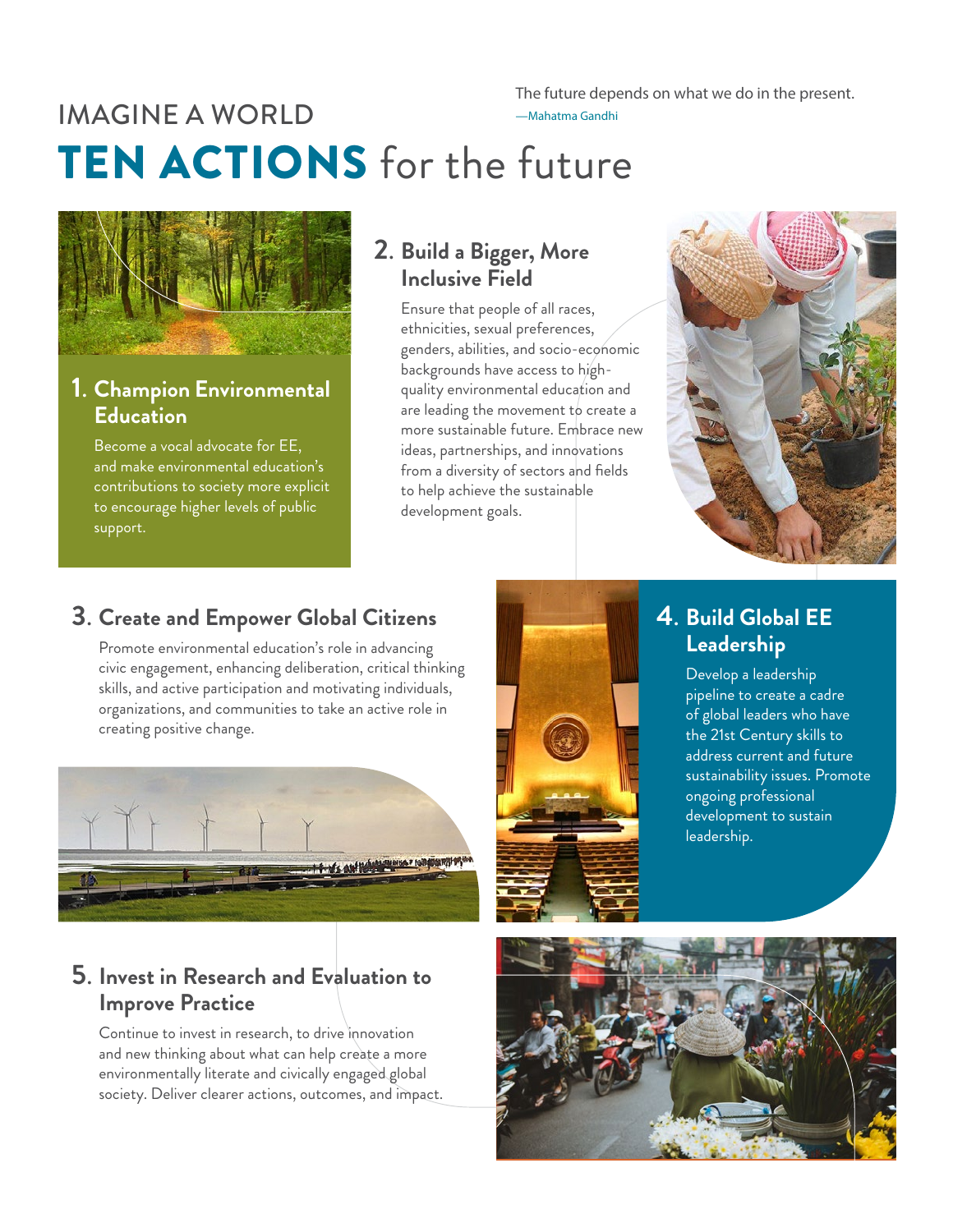# IMAGINE A WORLD

> The future depends on what we do in the present.
> —Mahatma Gandhi

## TEN ACTIONS for the future

### 1. Champion Environmental Education

Become a vocal advocate for EE, and make environmental education's contributions to society more explicit to encourage higher levels of public support.

### 2. Build a Bigger, More Inclusive Field

Ensure that people of all races, ethnicities, sexual preferences, genders, abilities, and socio-economic backgrounds have access to high-quality environmental education and are leading the movement to create a more sustainable future. Embrace new ideas, partnerships, and innovations from a diversity of sectors and fields to help achieve the sustainable development goals.

### 3. Create and Empower Global Citizens

Promote environmental education's role in advancing civic engagement, enhancing deliberation, critical thinking skills, and active participation and motivating individuals, organizations, and communities to take an active role in creating positive change.

### 4. Build Global EE Leadership

Develop a leadership pipeline to create a cadre of global leaders who have the 21st Century skills to address current and future sustainability issues. Promote ongoing professional development to sustain leadership.

### 5. Invest in Research and Evaluation to Improve Practice

Continue to invest in research, to drive innovation and new thinking about what can help create a more environmentally literate and civically engaged global society. Deliver clearer actions, outcomes, and impact.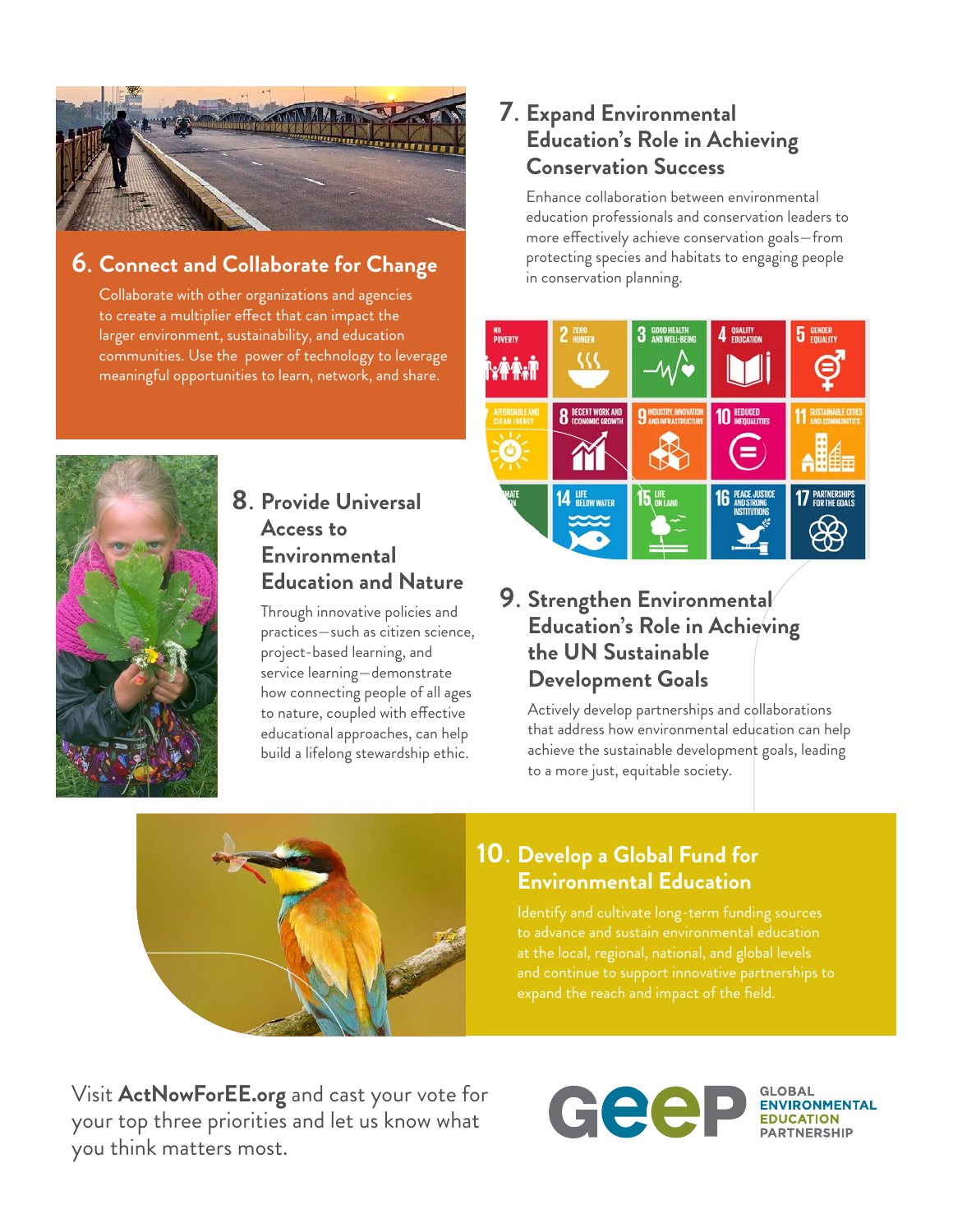## 6. Connect and Collaborate for Change

Collaborate with other organizations and agencies to create a multiplier effect that can impact the larger environment, sustainability, and education communities. Use the power of technology to leverage meaningful opportunities to learn, network, and share.

## 7. Expand Environmental Education's Role in Achieving Conservation Success

Enhance collaboration between environmental education professionals and conservation leaders to more effectively achieve conservation goals—from protecting species and habitats to engaging people in conservation planning.

## 8. Provide Universal Access to Environmental Education and Nature

Through innovative policies and practices—such as citizen science, project-based learning, and service learning—demonstrate how connecting people of all ages to nature, coupled with effective educational approaches, can help build a lifelong stewardship ethic.

## 9. Strengthen Environmental Education's Role in Achieving the UN Sustainable Development Goals

Actively develop partnerships and collaborations that address how environmental education can help achieve the sustainable development goals, leading to a more just, equitable society.

## 10. Develop a Global Fund for Environmental Education

Identify and cultivate long-term funding sources to advance and sustain environmental education at the local, regional, national, and global levels and continue to support innovative partnerships to expand the reach and impact of the field.

Visit **ActNowForEE.org** and cast your vote for your top three priorities and let us know what you think matters most.

GEEP GLOBAL ENVIRONMENTAL EDUCATION PARTNERSHIP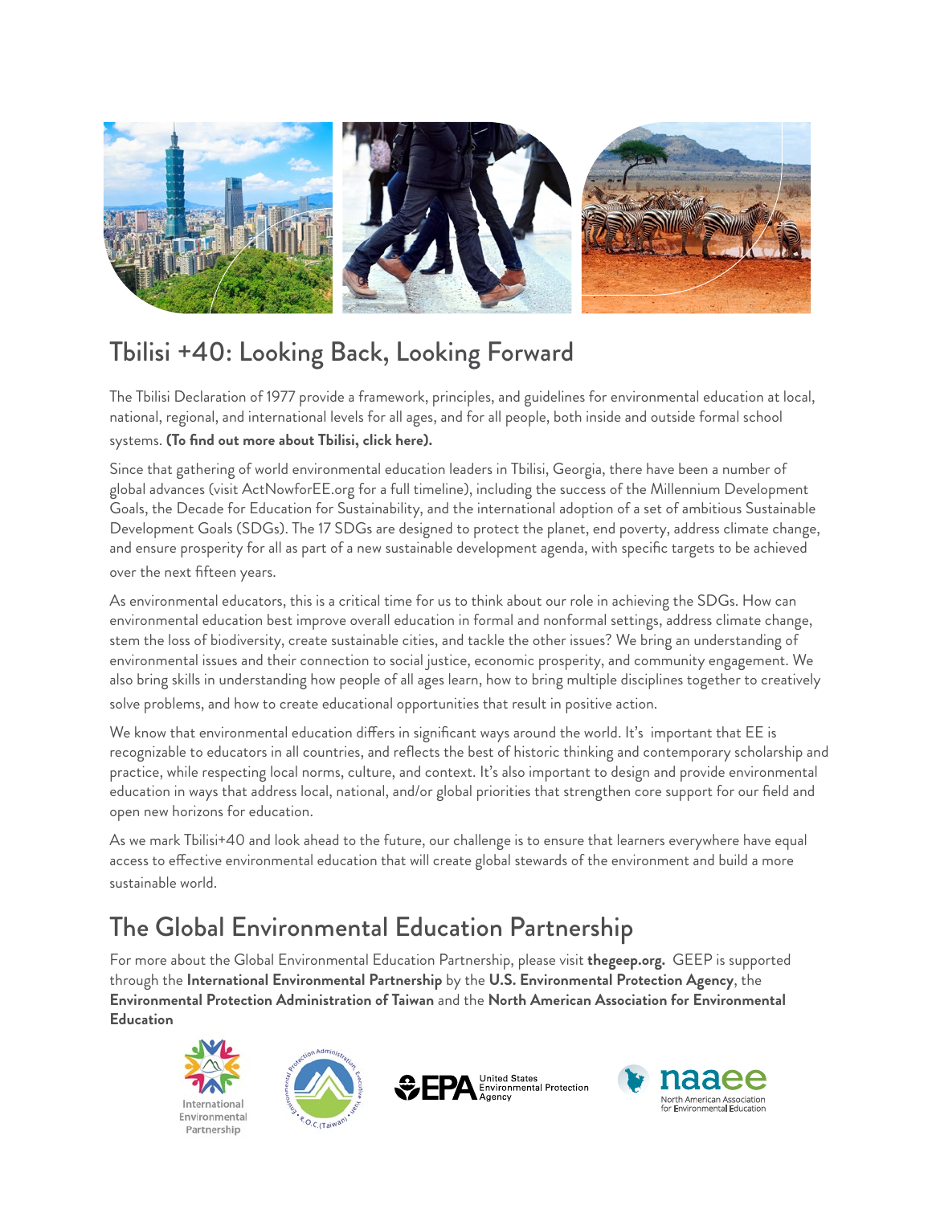## Tbilisi +40: Looking Back, Looking Forward

The Tbilisi Declaration of 1977 provide a framework, principles, and guidelines for environmental education at local, national, regional, and international levels for all ages, and for all people, both inside and outside formal school systems. **(To find out more about Tbilisi, click here).**

Since that gathering of world environmental education leaders in Tbilisi, Georgia, there have been a number of global advances (visit ActNowforEE.org for a full timeline), including the success of the Millennium Development Goals, the Decade for Education for Sustainability, and the international adoption of a set of ambitious Sustainable Development Goals (SDGs). The 17 SDGs are designed to protect the planet, end poverty, address climate change, and ensure prosperity for all as part of a new sustainable development agenda, with specific targets to be achieved over the next fifteen years.

As environmental educators, this is a critical time for us to think about our role in achieving the SDGs. How can environmental education best improve overall education in formal and nonformal settings, address climate change, stem the loss of biodiversity, create sustainable cities, and tackle the other issues? We bring an understanding of environmental issues and their connection to social justice, economic prosperity, and community engagement. We also bring skills in understanding how people of all ages learn, how to bring multiple disciplines together to creatively solve problems, and how to create educational opportunities that result in positive action.

We know that environmental education differs in significant ways around the world. It's important that EE is recognizable to educators in all countries, and reflects the best of historic thinking and contemporary scholarship and practice, while respecting local norms, culture, and context. It's also important to design and provide environmental education in ways that address local, national, and/or global priorities that strengthen core support for our field and open new horizons for education.

As we mark Tbilisi+40 and look ahead to the future, our challenge is to ensure that learners everywhere have equal access to effective environmental education that will create global stewards of the environment and build a more sustainable world.

## The Global Environmental Education Partnership

For more about the Global Environmental Education Partnership, please visit **thegeep.org.** GEEP is supported through the **International Environmental Partnership** by the **U.S. Environmental Protection Agency**, the **Environmental Protection Administration of Taiwan** and the **North American Association for Environmental Education**

International Environmental Partnership

EPA United States Environmental Protection Agency

naaee North American Association for Environmental Education